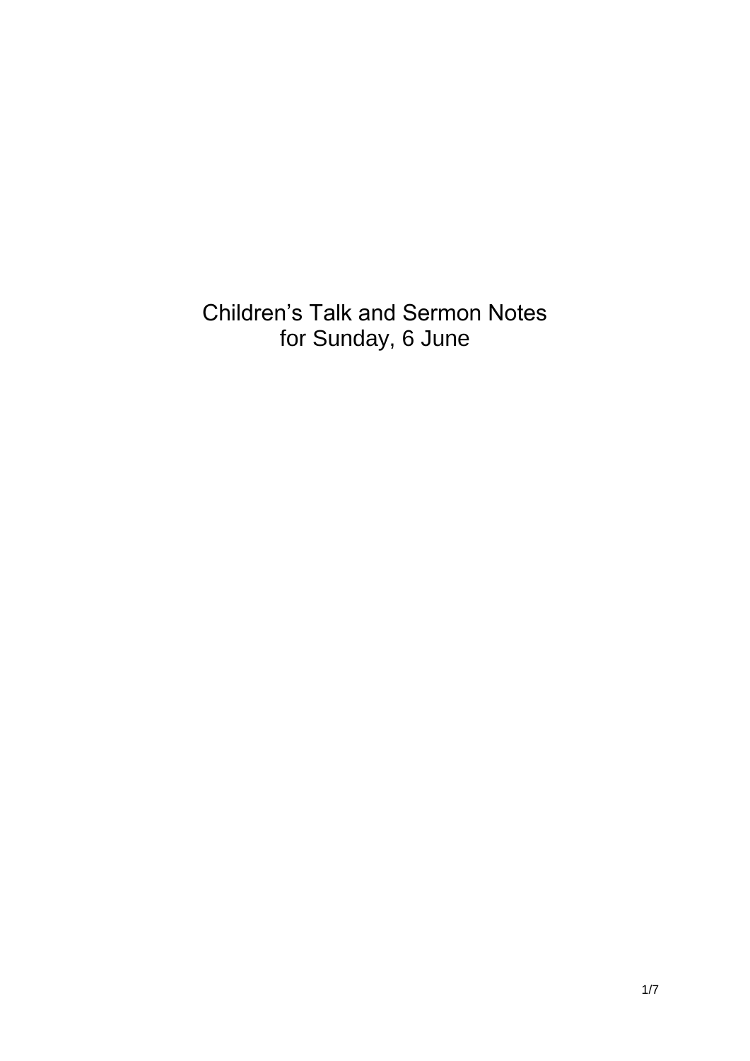# Children’s Talk and Sermon Notes for Sunday, 6 June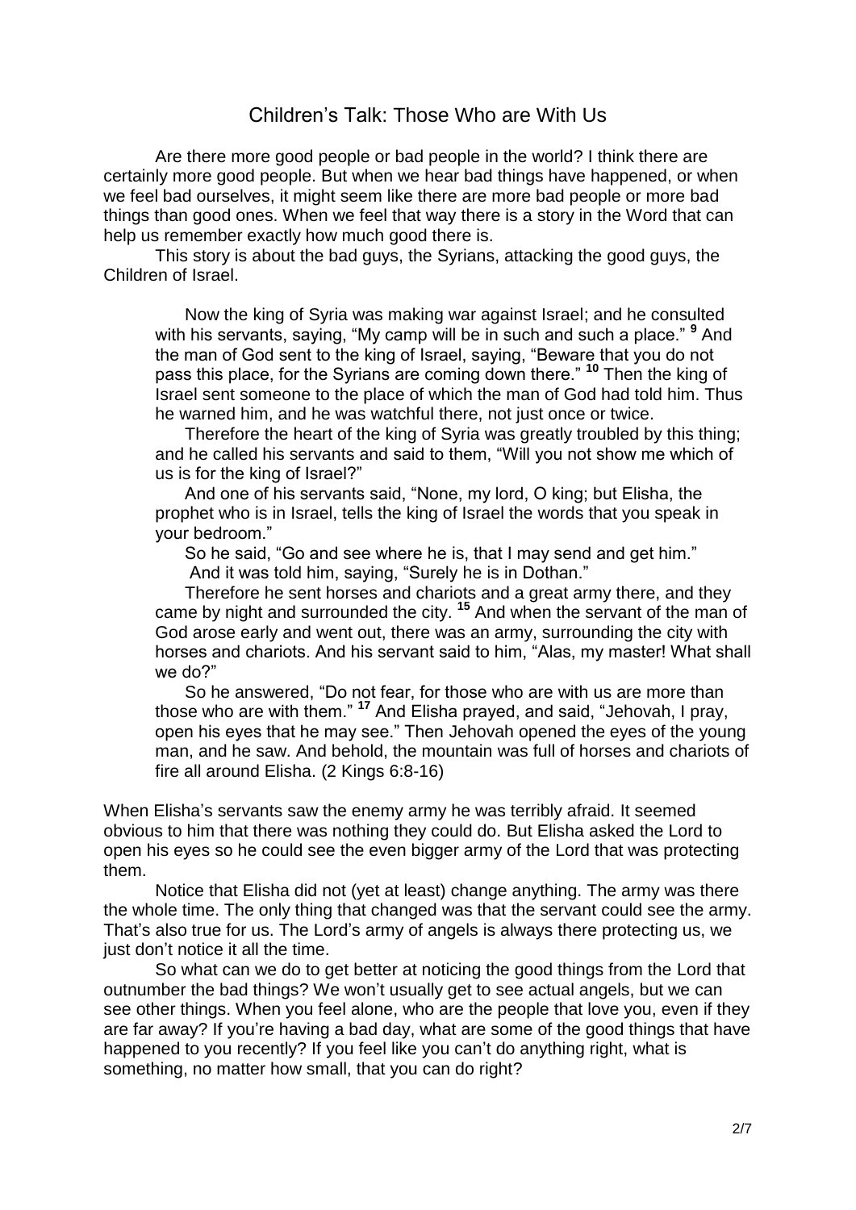## Children's Talk: Those Who are With Us

Are there more good people or bad people in the world? I think there are certainly more good people. But when we hear bad things have happened, or when we feel bad ourselves, it might seem like there are more bad people or more bad things than good ones. When we feel that way there is a story in the Word that can help us remember exactly how much good there is.

This story is about the bad guys, the Syrians, attacking the good guys, the Children of Israel.

> Now the king of Syria was making war against Israel; and he consulted with his servants, saying, "My camp will be in such and such a place." [9] And the man of God sent to the king of Israel, saying, "Beware that you do not pass this place, for the Syrians are coming down there." [10] Then the king of Israel sent someone to the place of which the man of God had told him. Thus he warned him, and he was watchful there, not just once or twice.
>
> Therefore the heart of the king of Syria was greatly troubled by this thing; and he called his servants and said to them, "Will you not show me which of us is for the king of Israel?"
>
> And one of his servants said, "None, my lord, O king; but Elisha, the prophet who is in Israel, tells the king of Israel the words that you speak in your bedroom."
>
> So he said, "Go and see where he is, that I may send and get him."
>
> And it was told him, saying, "Surely he is in Dothan."
>
> Therefore he sent horses and chariots and a great army there, and they came by night and surrounded the city. [15] And when the servant of the man of God arose early and went out, there was an army, surrounding the city with horses and chariots. And his servant said to him, "Alas, my master! What shall we do?"
>
> So he answered, "Do not fear, for those who are with us are more than those who are with them." [17] And Elisha prayed, and said, "Jehovah, I pray, open his eyes that he may see." Then Jehovah opened the eyes of the young man, and he saw. And behold, the mountain was full of horses and chariots of fire all around Elisha. (2 Kings 6:8-16)

When Elisha's servants saw the enemy army he was terribly afraid. It seemed obvious to him that there was nothing they could do. But Elisha asked the Lord to open his eyes so he could see the even bigger army of the Lord that was protecting them.

Notice that Elisha did not (yet at least) change anything. The army was there the whole time. The only thing that changed was that the servant could see the army. That's also true for us. The Lord's army of angels is always there protecting us, we just don't notice it all the time.

So what can we do to get better at noticing the good things from the Lord that outnumber the bad things? We won't usually get to see actual angels, but we can see other things. When you feel alone, who are the people that love you, even if they are far away? If you're having a bad day, what are some of the good things that have happened to you recently? If you feel like you can't do anything right, what is something, no matter how small, that you can do right?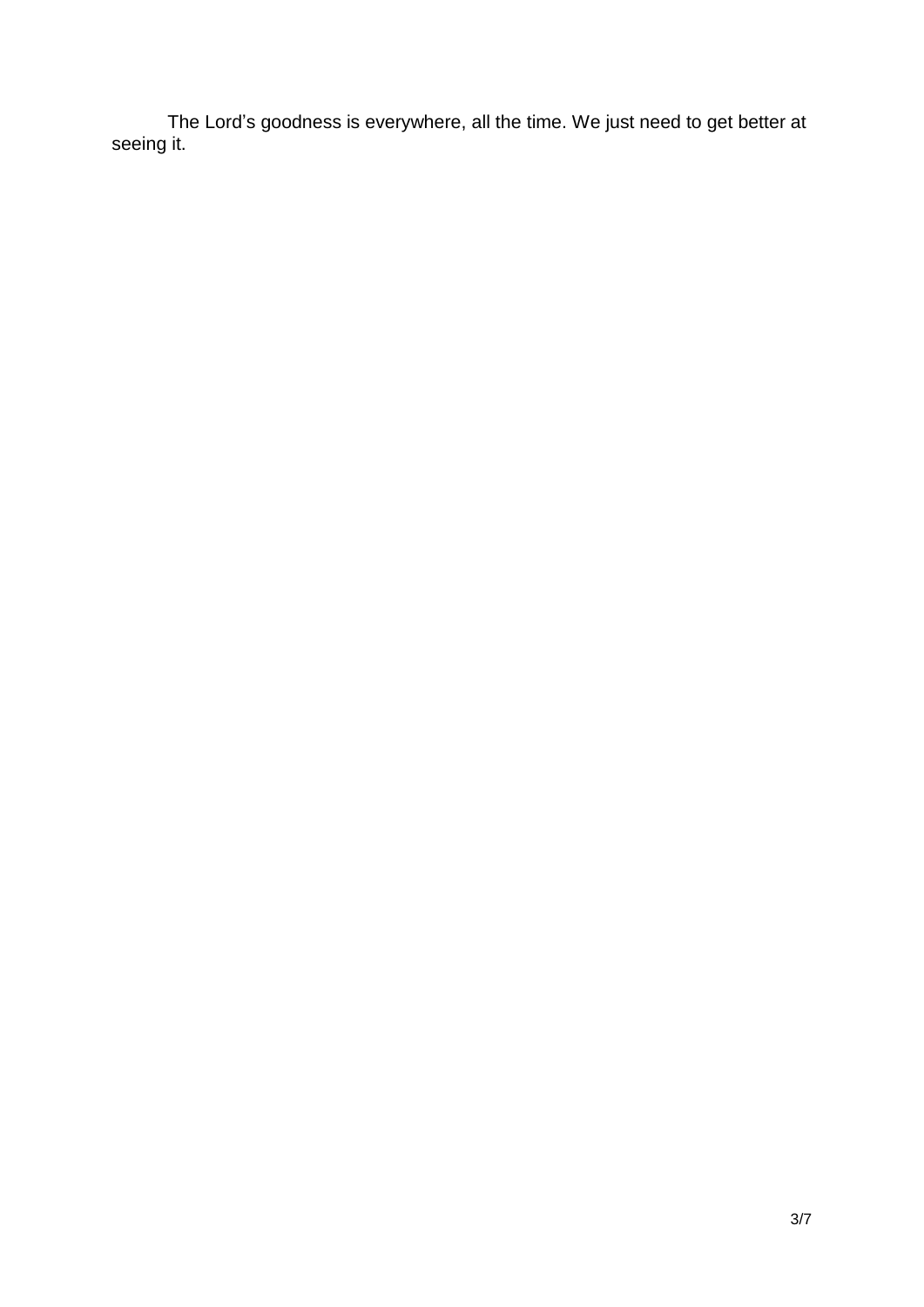The Lord’s goodness is everywhere, all the time. We just need to get better at seeing it.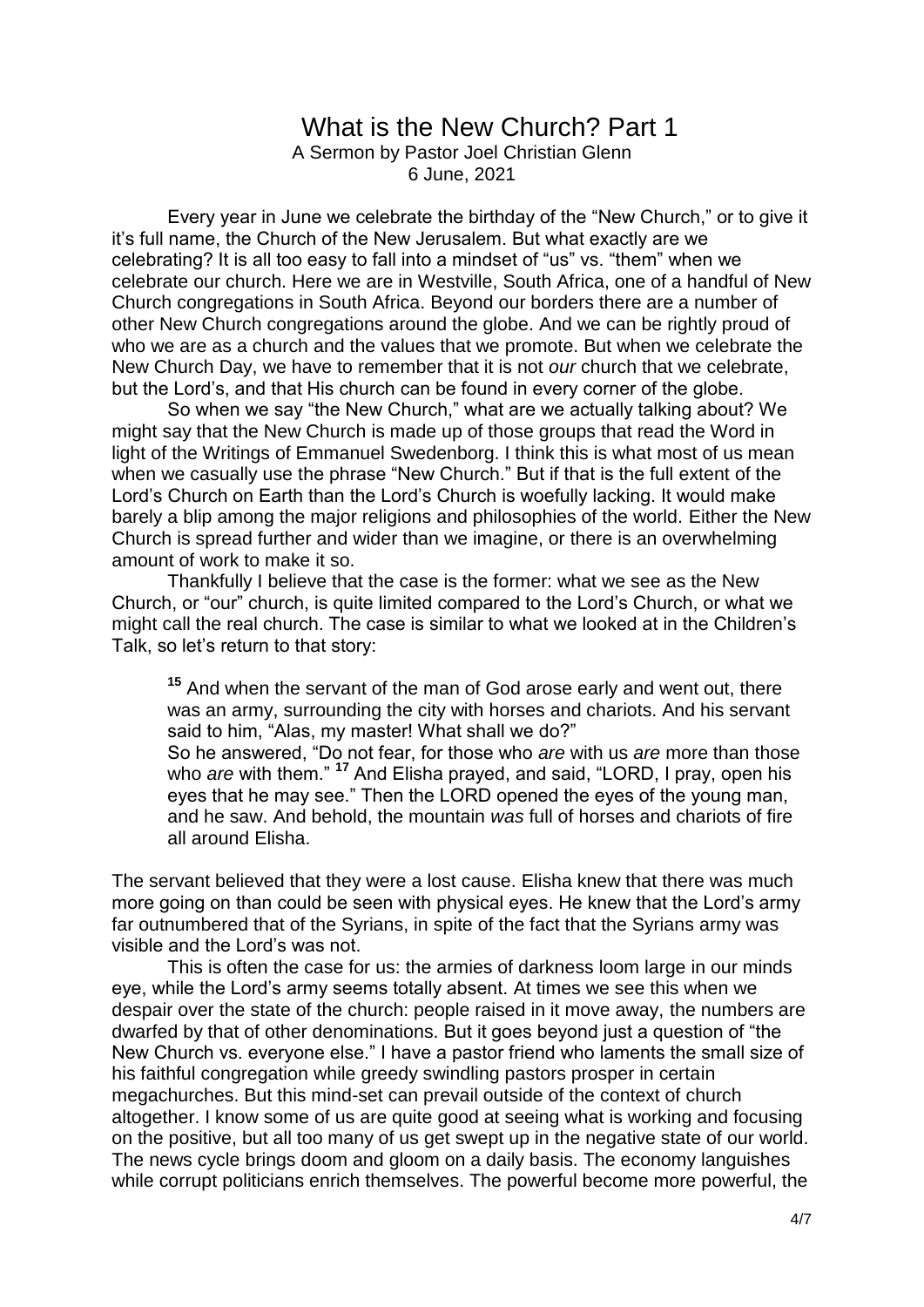# What is the New Church? Part 1

A Sermon by Pastor Joel Christian Glenn
6 June, 2021

Every year in June we celebrate the birthday of the "New Church," or to give it it's full name, the Church of the New Jerusalem. But what exactly are we celebrating? It is all too easy to fall into a mindset of "us" vs. "them" when we celebrate our church. Here we are in Westville, South Africa, one of a handful of New Church congregations in South Africa. Beyond our borders there are a number of other New Church congregations around the globe. And we can be rightly proud of who we are as a church and the values that we promote. But when we celebrate the New Church Day, we have to remember that it is not *our* church that we celebrate, but the Lord's, and that His church can be found in every corner of the globe.

So when we say "the New Church," what are we actually talking about? We might say that the New Church is made up of those groups that read the Word in light of the Writings of Emmanuel Swedenborg. I think this is what most of us mean when we casually use the phrase "New Church." But if that is the full extent of the Lord's Church on Earth than the Lord's Church is woefully lacking. It would make barely a blip among the major religions and philosophies of the world. Either the New Church is spread further and wider than we imagine, or there is an overwhelming amount of work to make it so.

Thankfully I believe that the case is the former: what we see as the New Church, or "our" church, is quite limited compared to the Lord's Church, or what we might call the real church. The case is similar to what we looked at in the Children's Talk, so let's return to that story:

> **15** And when the servant of the man of God arose early and went out, there was an army, surrounding the city with horses and chariots. And his servant said to him, "Alas, my master! What shall we do?"
> So he answered, "Do not fear, for those who *are* with us *are* more than those who *are* with them." **17** And Elisha prayed, and said, "LORD, I pray, open his eyes that he may see." Then the LORD opened the eyes of the young man, and he saw. And behold, the mountain *was* full of horses and chariots of fire all around Elisha.

The servant believed that they were a lost cause. Elisha knew that there was much more going on than could be seen with physical eyes. He knew that the Lord's army far outnumbered that of the Syrians, in spite of the fact that the Syrians army was visible and the Lord's was not.

This is often the case for us: the armies of darkness loom large in our minds eye, while the Lord's army seems totally absent. At times we see this when we despair over the state of the church: people raised in it move away, the numbers are dwarfed by that of other denominations. But it goes beyond just a question of "the New Church vs. everyone else." I have a pastor friend who laments the small size of his faithful congregation while greedy swindling pastors prosper in certain megachurches. But this mind-set can prevail outside of the context of church altogether. I know some of us are quite good at seeing what is working and focusing on the positive, but all too many of us get swept up in the negative state of our world. The news cycle brings doom and gloom on a daily basis. The economy languishes while corrupt politicians enrich themselves. The powerful become more powerful, the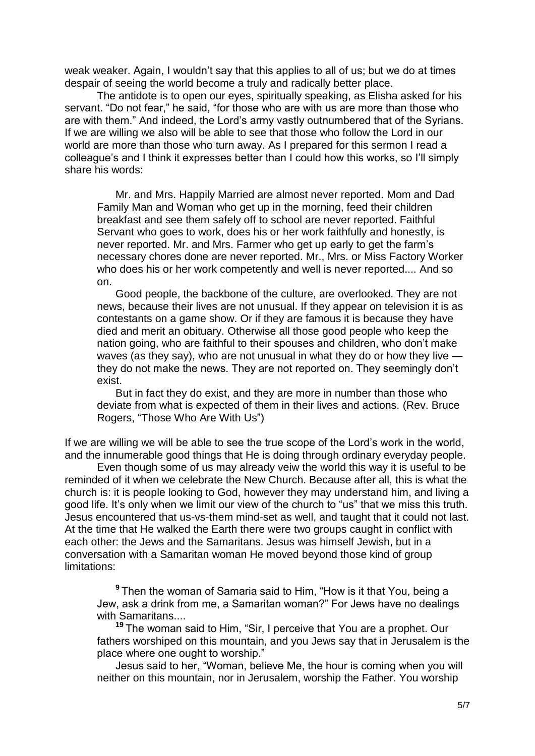weak weaker. Again, I wouldn't say that this applies to all of us; but we do at times despair of seeing the world become a truly and radically better place.

The antidote is to open our eyes, spiritually speaking, as Elisha asked for his servant. "Do not fear," he said, "for those who are with us are more than those who are with them." And indeed, the Lord's army vastly outnumbered that of the Syrians. If we are willing we also will be able to see that those who follow the Lord in our world are more than those who turn away. As I prepared for this sermon I read a colleague's and I think it expresses better than I could how this works, so I'll simply share his words:

> Mr. and Mrs. Happily Married are almost never reported. Mom and Dad Family Man and Woman who get up in the morning, feed their children breakfast and see them safely off to school are never reported. Faithful Servant who goes to work, does his or her work faithfully and honestly, is never reported. Mr. and Mrs. Farmer who get up early to get the farm's necessary chores done are never reported. Mr., Mrs. or Miss Factory Worker who does his or her work competently and well is never reported.... And so on.
>
> Good people, the backbone of the culture, are overlooked. They are not news, because their lives are not unusual. If they appear on television it is as contestants on a game show. Or if they are famous it is because they have died and merit an obituary. Otherwise all those good people who keep the nation going, who are faithful to their spouses and children, who don't make waves (as they say), who are not unusual in what they do or how they live — they do not make the news. They are not reported on. They seemingly don't exist.
>
> But in fact they do exist, and they are more in number than those who deviate from what is expected of them in their lives and actions. (Rev. Bruce Rogers, "Those Who Are With Us")

If we are willing we will be able to see the true scope of the Lord's work in the world, and the innumerable good things that He is doing through ordinary everyday people.

Even though some of us may already veiw the world this way it is useful to be reminded of it when we celebrate the New Church. Because after all, this is what the church is: it is people looking to God, however they may understand him, and living a good life. It's only when we limit our view of the church to "us" that we miss this truth. Jesus encountered that us-vs-them mind-set as well, and taught that it could not last. At the time that He walked the Earth there were two groups caught in conflict with each other: the Jews and the Samaritans. Jesus was himself Jewish, but in a conversation with a Samaritan woman He moved beyond those kind of group limitations:

> **9** Then the woman of Samaria said to Him, "How is it that You, being a Jew, ask a drink from me, a Samaritan woman?" For Jews have no dealings with Samaritans....
>
> **19** The woman said to Him, "Sir, I perceive that You are a prophet. Our fathers worshiped on this mountain, and you Jews say that in Jerusalem is the place where one ought to worship."
>
> Jesus said to her, "Woman, believe Me, the hour is coming when you will neither on this mountain, nor in Jerusalem, worship the Father. You worship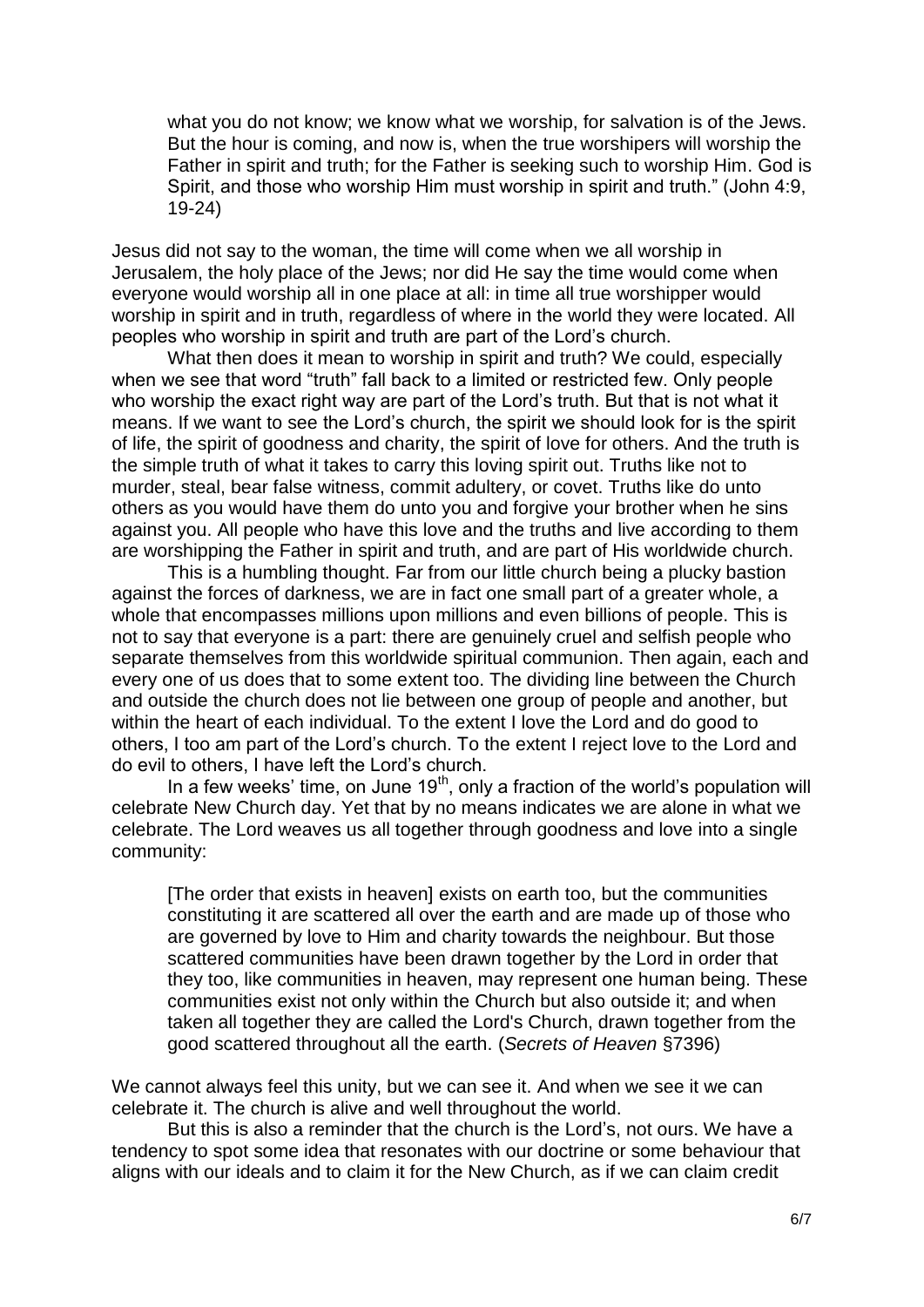> what you do not know; we know what we worship, for salvation is of the Jews. But the hour is coming, and now is, when the true worshipers will worship the Father in spirit and truth; for the Father is seeking such to worship Him. God is Spirit, and those who worship Him must worship in spirit and truth." (John 4:9, 19-24)

Jesus did not say to the woman, the time will come when we all worship in Jerusalem, the holy place of the Jews; nor did He say the time would come when everyone would worship all in one place at all: in time all true worshipper would worship in spirit and in truth, regardless of where in the world they were located. All peoples who worship in spirit and truth are part of the Lord's church.

What then does it mean to worship in spirit and truth? We could, especially when we see that word "truth" fall back to a limited or restricted few. Only people who worship the exact right way are part of the Lord's truth. But that is not what it means. If we want to see the Lord's church, the spirit we should look for is the spirit of life, the spirit of goodness and charity, the spirit of love for others. And the truth is the simple truth of what it takes to carry this loving spirit out. Truths like not to murder, steal, bear false witness, commit adultery, or covet. Truths like do unto others as you would have them do unto you and forgive your brother when he sins against you. All people who have this love and the truths and live according to them are worshipping the Father in spirit and truth, and are part of His worldwide church.

This is a humbling thought. Far from our little church being a plucky bastion against the forces of darkness, we are in fact one small part of a greater whole, a whole that encompasses millions upon millions and even billions of people. This is not to say that everyone is a part: there are genuinely cruel and selfish people who separate themselves from this worldwide spiritual communion. Then again, each and every one of us does that to some extent too. The dividing line between the Church and outside the church does not lie between one group of people and another, but within the heart of each individual. To the extent I love the Lord and do good to others, I too am part of the Lord's church. To the extent I reject love to the Lord and do evil to others, I have left the Lord's church.

In a few weeks' time, on June 19th, only a fraction of the world's population will celebrate New Church day. Yet that by no means indicates we are alone in what we celebrate. The Lord weaves us all together through goodness and love into a single community:

> [The order that exists in heaven] exists on earth too, but the communities constituting it are scattered all over the earth and are made up of those who are governed by love to Him and charity towards the neighbour. But those scattered communities have been drawn together by the Lord in order that they too, like communities in heaven, may represent one human being. These communities exist not only within the Church but also outside it; and when taken all together they are called the Lord's Church, drawn together from the good scattered throughout all the earth. (*Secrets of Heaven* §7396)

We cannot always feel this unity, but we can see it. And when we see it we can celebrate it. The church is alive and well throughout the world.

But this is also a reminder that the church is the Lord's, not ours. We have a tendency to spot some idea that resonates with our doctrine or some behaviour that aligns with our ideals and to claim it for the New Church, as if we can claim credit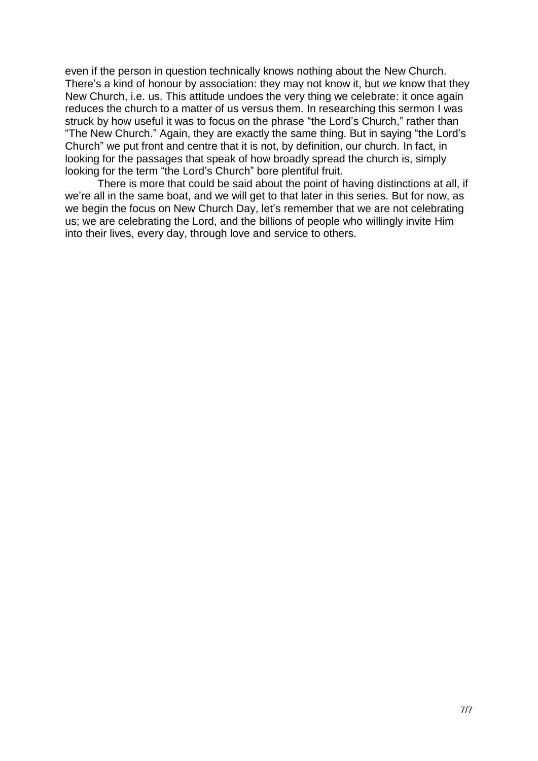even if the person in question technically knows nothing about the New Church. There's a kind of honour by association: they may not know it, but *we* know that they New Church, i.e. us. This attitude undoes the very thing we celebrate: it once again reduces the church to a matter of us versus them. In researching this sermon I was struck by how useful it was to focus on the phrase "the Lord's Church," rather than "The New Church." Again, they are exactly the same thing. But in saying "the Lord's Church" we put front and centre that it is not, by definition, our church. In fact, in looking for the passages that speak of how broadly spread the church is, simply looking for the term "the Lord's Church" bore plentiful fruit.

There is more that could be said about the point of having distinctions at all, if we're all in the same boat, and we will get to that later in this series. But for now, as we begin the focus on New Church Day, let's remember that we are not celebrating us; we are celebrating the Lord, and the billions of people who willingly invite Him into their lives, every day, through love and service to others.